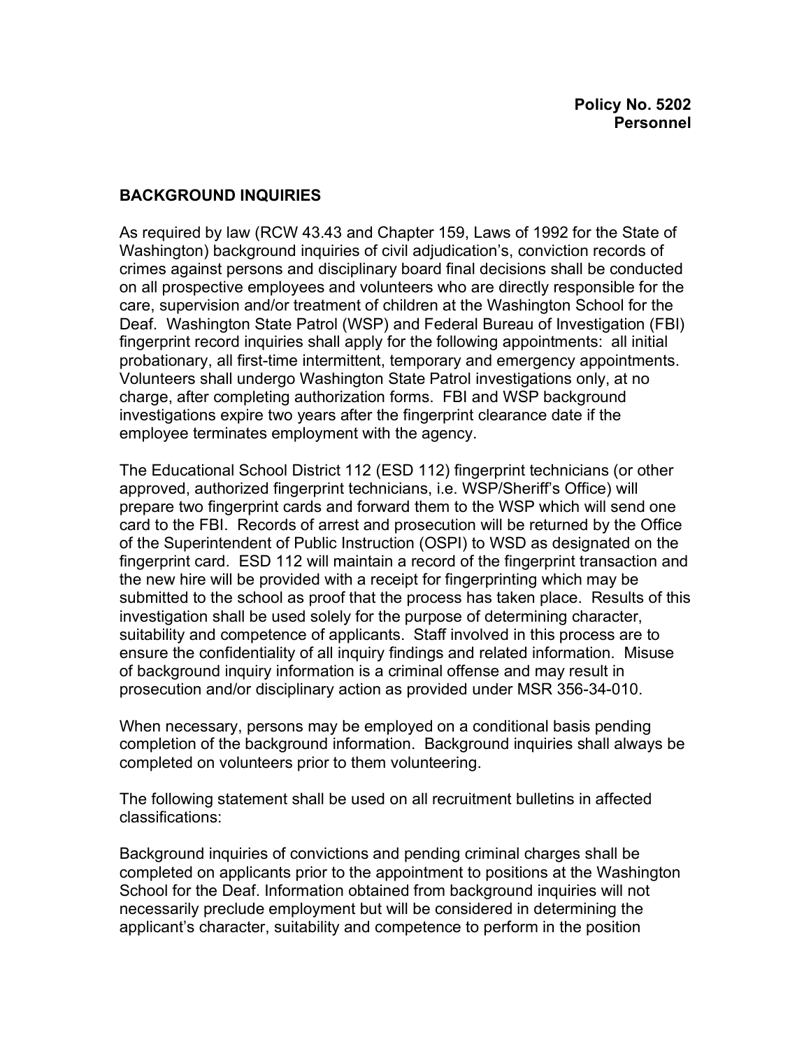**Policy No. 5202**
**Personnel**

## BACKGROUND INQUIRIES

As required by law (RCW 43.43 and Chapter 159, Laws of 1992 for the State of Washington) background inquiries of civil adjudication's, conviction records of crimes against persons and disciplinary board final decisions shall be conducted on all prospective employees and volunteers who are directly responsible for the care, supervision and/or treatment of children at the Washington School for the Deaf. Washington State Patrol (WSP) and Federal Bureau of Investigation (FBI) fingerprint record inquiries shall apply for the following appointments: all initial probationary, all first-time intermittent, temporary and emergency appointments. Volunteers shall undergo Washington State Patrol investigations only, at no charge, after completing authorization forms. FBI and WSP background investigations expire two years after the fingerprint clearance date if the employee terminates employment with the agency.

The Educational School District 112 (ESD 112) fingerprint technicians (or other approved, authorized fingerprint technicians, i.e. WSP/Sheriff's Office) will prepare two fingerprint cards and forward them to the WSP which will send one card to the FBI. Records of arrest and prosecution will be returned by the Office of the Superintendent of Public Instruction (OSPI) to WSD as designated on the fingerprint card. ESD 112 will maintain a record of the fingerprint transaction and the new hire will be provided with a receipt for fingerprinting which may be submitted to the school as proof that the process has taken place. Results of this investigation shall be used solely for the purpose of determining character, suitability and competence of applicants. Staff involved in this process are to ensure the confidentiality of all inquiry findings and related information. Misuse of background inquiry information is a criminal offense and may result in prosecution and/or disciplinary action as provided under MSR 356-34-010.

When necessary, persons may be employed on a conditional basis pending completion of the background information. Background inquiries shall always be completed on volunteers prior to them volunteering.

The following statement shall be used on all recruitment bulletins in affected classifications:

Background inquiries of convictions and pending criminal charges shall be completed on applicants prior to the appointment to positions at the Washington School for the Deaf. Information obtained from background inquiries will not necessarily preclude employment but will be considered in determining the applicant's character, suitability and competence to perform in the position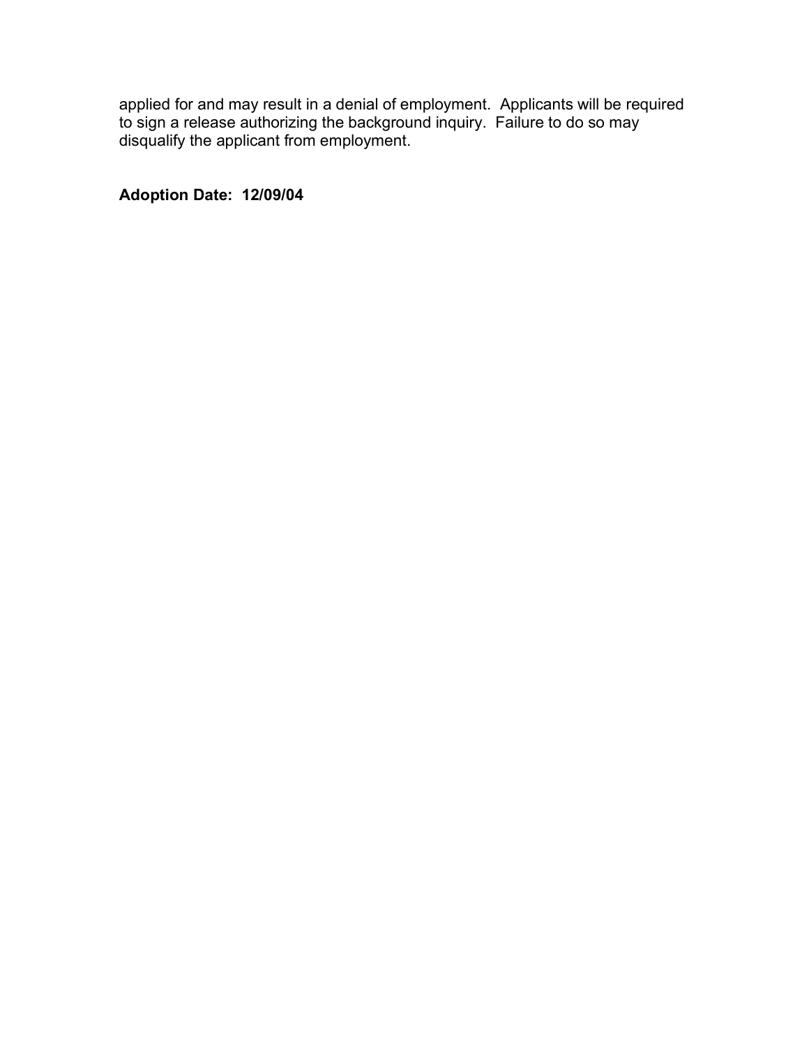applied for and may result in a denial of employment. Applicants will be required to sign a release authorizing the background inquiry. Failure to do so may disqualify the applicant from employment.

**Adoption Date: 12/09/04**